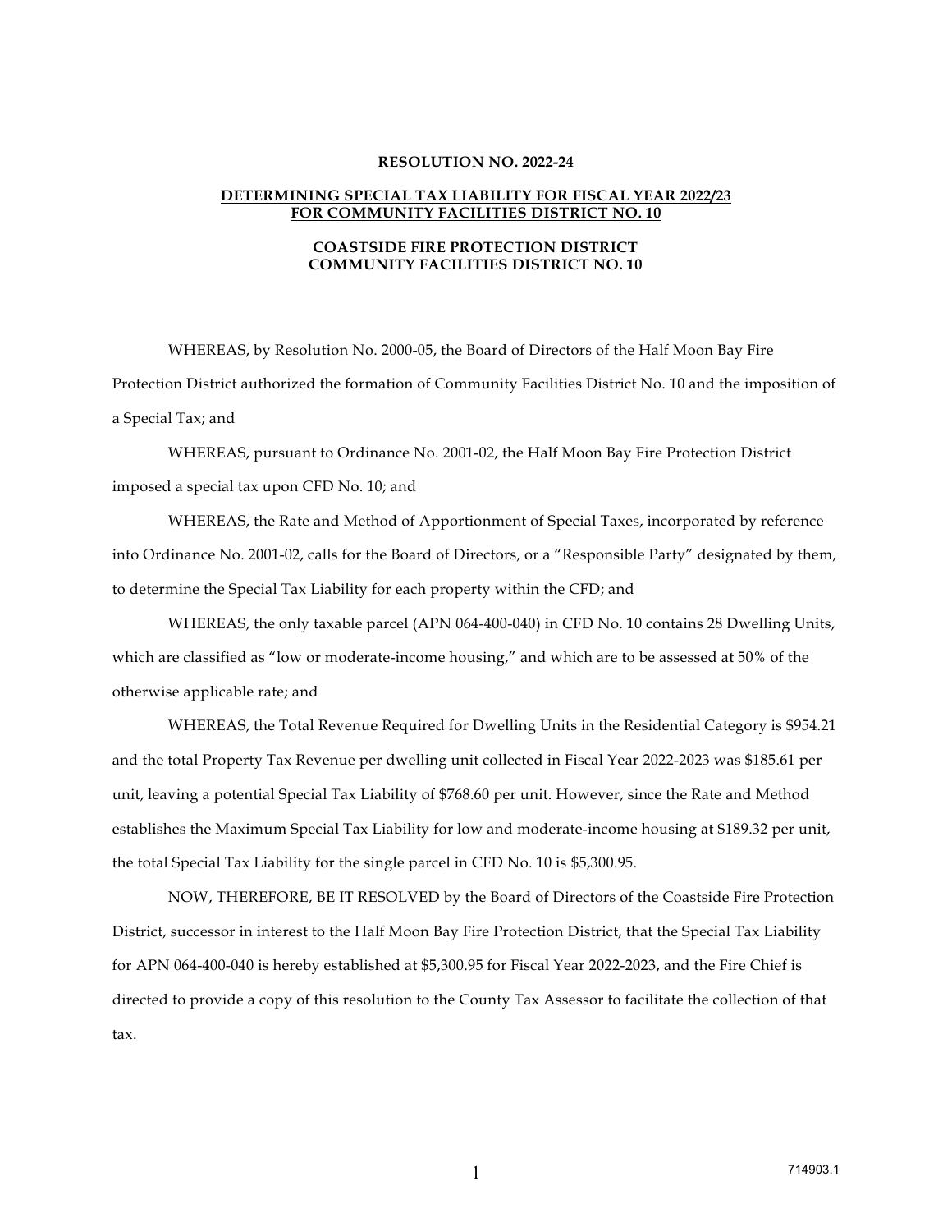**RESOLUTION NO. 2022-24**

**DETERMINING SPECIAL TAX LIABILITY FOR FISCAL YEAR 2022/23 FOR COMMUNITY FACILITIES DISTRICT NO. 10**

**COASTSIDE FIRE PROTECTION DISTRICT**
**COMMUNITY FACILITIES DISTRICT NO. 10**

WHEREAS, by Resolution No. 2000-05, the Board of Directors of the Half Moon Bay Fire Protection District authorized the formation of Community Facilities District No. 10 and the imposition of a Special Tax; and

WHEREAS, pursuant to Ordinance No. 2001-02, the Half Moon Bay Fire Protection District imposed a special tax upon CFD No. 10; and

WHEREAS, the Rate and Method of Apportionment of Special Taxes, incorporated by reference into Ordinance No. 2001-02, calls for the Board of Directors, or a "Responsible Party" designated by them, to determine the Special Tax Liability for each property within the CFD; and

WHEREAS, the only taxable parcel (APN 064-400-040) in CFD No. 10 contains 28 Dwelling Units, which are classified as "low or moderate-income housing," and which are to be assessed at 50% of the otherwise applicable rate; and

WHEREAS, the Total Revenue Required for Dwelling Units in the Residential Category is $954.21 and the total Property Tax Revenue per dwelling unit collected in Fiscal Year 2022-2023 was $185.61 per unit, leaving a potential Special Tax Liability of $768.60 per unit. However, since the Rate and Method establishes the Maximum Special Tax Liability for low and moderate-income housing at $189.32 per unit, the total Special Tax Liability for the single parcel in CFD No. 10 is $5,300.95.

NOW, THEREFORE, BE IT RESOLVED by the Board of Directors of the Coastside Fire Protection District, successor in interest to the Half Moon Bay Fire Protection District, that the Special Tax Liability for APN 064-400-040 is hereby established at $5,300.95 for Fiscal Year 2022-2023, and the Fire Chief is directed to provide a copy of this resolution to the County Tax Assessor to facilitate the collection of that tax.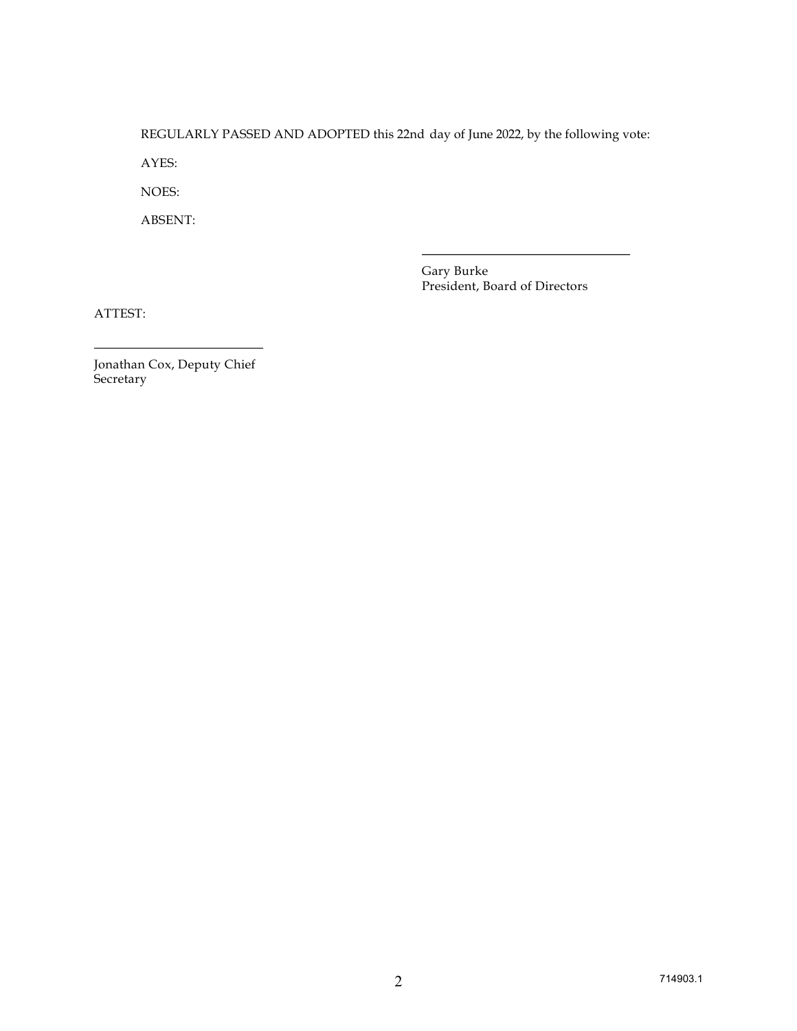REGULARLY PASSED AND ADOPTED this 22nd day of June 2022, by the following vote:

AYES:

NOES:

ABSENT:

\_\_\_\_\_\_\_\_\_\_\_\_\_\_\_\_\_\_\_\_\_\_\_\_\_\_\_\_\_\_

Gary Burke
President, Board of Directors

ATTEST:

\_\_\_\_\_\_\_\_\_\_\_\_\_\_\_\_\_\_\_\_\_\_\_\_\_\_\_\_\_\_

Jonathan Cox, Deputy Chief
Secretary

714903.1